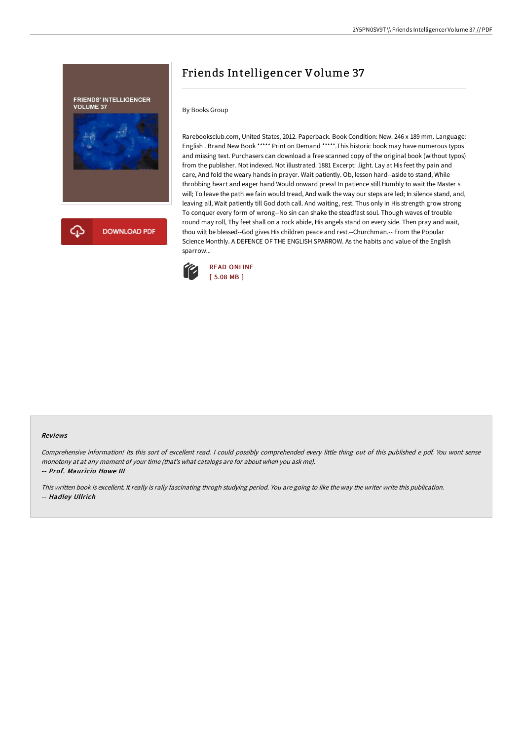# Friends Intelligencer Volume 37

By Books Group

Rarebooksclub.com, United States, 2012. Paperback. Book Condition: New. 246 x 189 mm. Language: English . Brand New Book ***** Print on Demand *****.This historic book may have numerous typos and missing text. Purchasers can download a free scanned copy of the original book (without typos) from the publisher. Not indexed. Not illustrated. 1881 Excerpt: .light. Lay at His feet thy pain and care, And fold the weary hands in prayer. Wait patiently. Ob, lesson hard--aside to stand, While throbbing heart and eager hand Would onward press! In patience still Humbly to wait the Master s will; To leave the path we fain would tread, And walk the way our steps are led; In silence stand, and, leaving all, Wait patiently till God doth call. And waiting, rest. Thus only in His strength grow strong To conquer every form of wrong--No sin can shake the steadfast soul. Though waves of trouble round may roll, Thy feet shall on a rock abide, His angels stand on every side. Then pray and wait, thou wilt be blessed--God gives His children peace and rest.--Churchman.-- From the Popular Science Monthly. A DEFENCE OF THE ENGLISH SPARROW. As the habits and value of the English sparrow...

DOWNLOAD PDF

READ ONLINE
[ 5.08 MB ]

#### Reviews

*Comprehensive information! Its this sort of excellent read. I could possibly comprehended every little thing out of this published e pdf. You wont sense monotony at at any moment of your time (that's what catalogs are for about when you ask me).*

*-- Prof. Mauricio Howe III*

*This written book is excellent. It really is rally fascinating throgh studying period. You are going to like the way the writer write this publication.*

*-- Hadley Ullrich*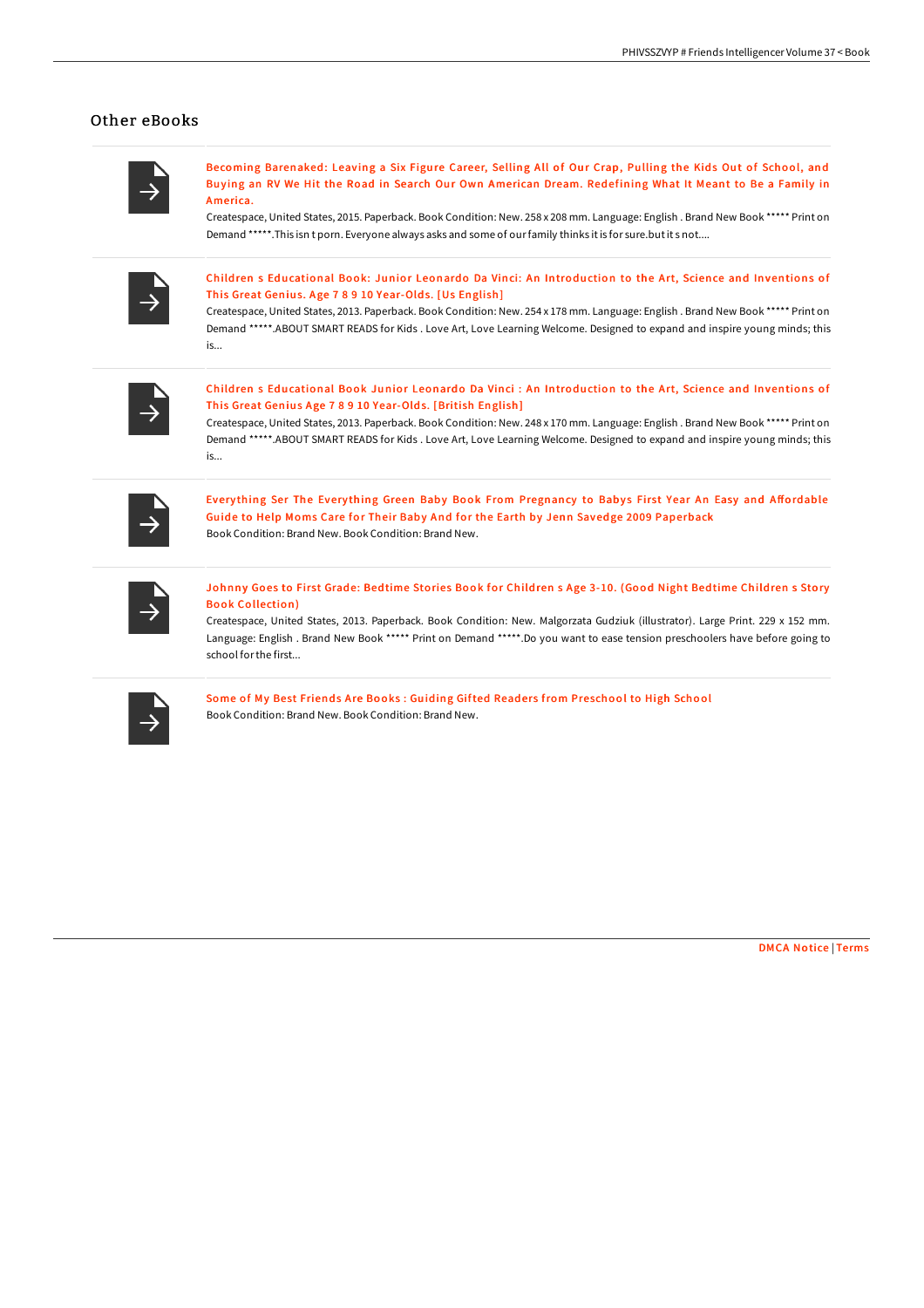## Other eBooks

**Becoming Barenaked: Leaving a Six Figure Career, Selling All of Our Crap, Pulling the Kids Out of School, and Buying an RV We Hit the Road in Search Our Own American Dream. Redefining What It Meant to Be a Family in America.**

Createspace, United States, 2015. Paperback. Book Condition: New. 258 x 208 mm. Language: English . Brand New Book ***** Print on Demand *****.This isn t porn. Everyone always asks and some of our family thinks it is for sure.but it s not....

**Children s Educational Book: Junior Leonardo Da Vinci: An Introduction to the Art, Science and Inventions of This Great Genius. Age 7 8 9 10 Year-Olds. [Us English]**

Createspace, United States, 2013. Paperback. Book Condition: New. 254 x 178 mm. Language: English . Brand New Book ***** Print on Demand *****.ABOUT SMART READS for Kids . Love Art, Love Learning Welcome. Designed to expand and inspire young minds; this is...

**Children s Educational Book Junior Leonardo Da Vinci : An Introduction to the Art, Science and Inventions of This Great Genius Age 7 8 9 10 Year-Olds. [British English]**

Createspace, United States, 2013. Paperback. Book Condition: New. 248 x 170 mm. Language: English . Brand New Book ***** Print on Demand *****.ABOUT SMART READS for Kids . Love Art, Love Learning Welcome. Designed to expand and inspire young minds; this is...

**Everything Ser The Everything Green Baby Book From Pregnancy to Babys First Year An Easy and Affordable Guide to Help Moms Care for Their Baby And for the Earth by Jenn Savedge 2009 Paperback**

Book Condition: Brand New. Book Condition: Brand New.

**Johnny Goes to First Grade: Bedtime Stories Book for Children s Age 3-10. (Good Night Bedtime Children s Story Book Collection)**

Createspace, United States, 2013. Paperback. Book Condition: New. Malgorzata Gudziuk (illustrator). Large Print. 229 x 152 mm. Language: English . Brand New Book ***** Print on Demand *****.Do you want to ease tension preschoolers have before going to school for the first...

**Some of My Best Friends Are Books : Guiding Gifted Readers from Preschool to High School**

Book Condition: Brand New. Book Condition: Brand New.

DMCA Notice | Terms